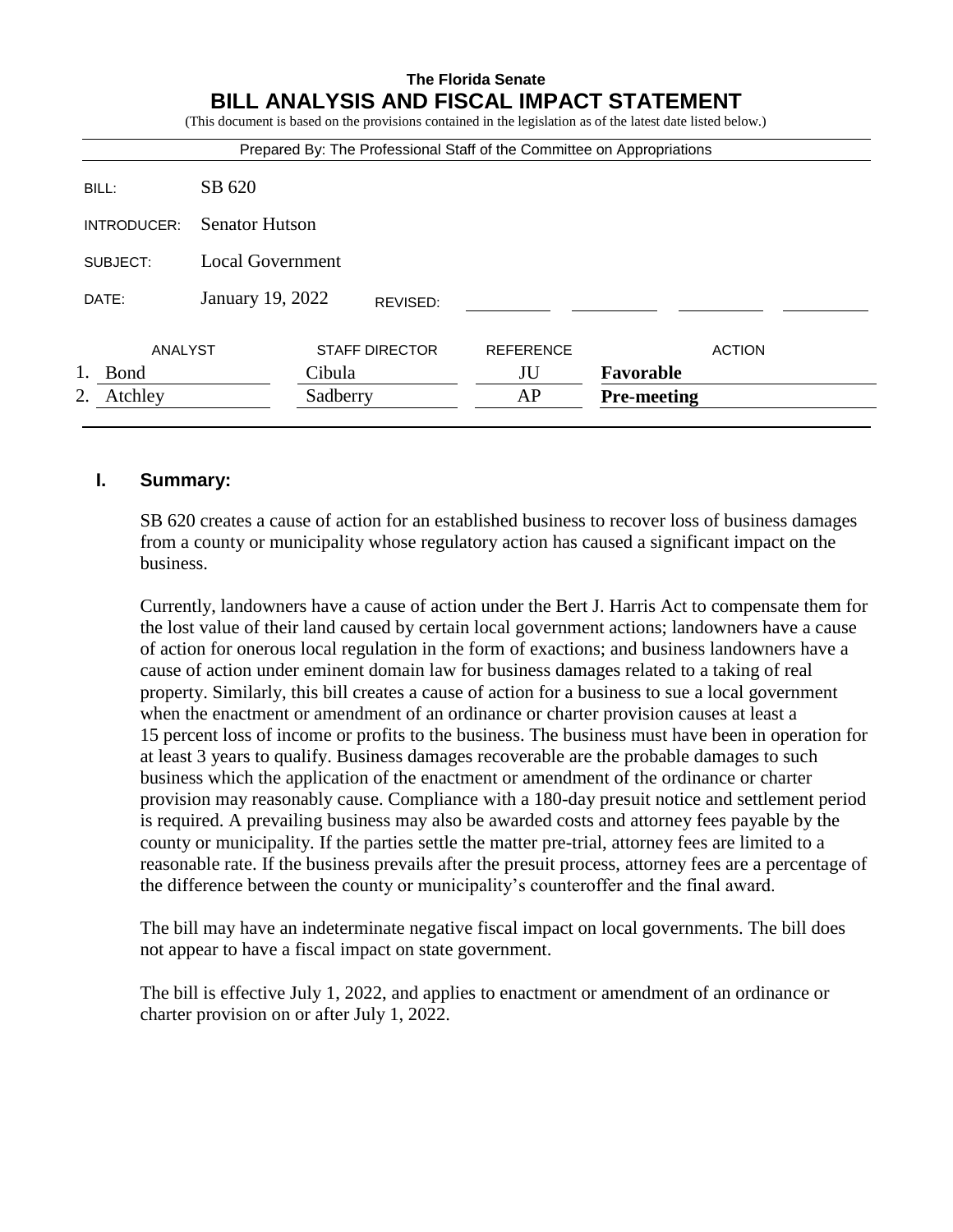**The Florida Senate**

# BILL ANALYSIS AND FISCAL IMPACT STATEMENT

(This document is based on the provisions contained in the legislation as of the latest date listed below.)

Prepared By: The Professional Staff of the Committee on Appropriations

| | |
|---|---|
| BILL: | SB 620 |
| INTRODUCER: | Senator Hutson |
| SUBJECT: | Local Government |
| DATE: | January 19, 2022 REVISED: |

| ANALYST | STAFF DIRECTOR | REFERENCE | ACTION |
|---|---|---|---|
| 1. Bond | Cibula | JU | **Favorable** |
| 2. Atchley | Sadberry | AP | **Pre-meeting** |

## I. Summary:

SB 620 creates a cause of action for an established business to recover loss of business damages from a county or municipality whose regulatory action has caused a significant impact on the business.

Currently, landowners have a cause of action under the Bert J. Harris Act to compensate them for the lost value of their land caused by certain local government actions; landowners have a cause of action for onerous local regulation in the form of exactions; and business landowners have a cause of action under eminent domain law for business damages related to a taking of real property. Similarly, this bill creates a cause of action for a business to sue a local government when the enactment or amendment of an ordinance or charter provision causes at least a 15 percent loss of income or profits to the business. The business must have been in operation for at least 3 years to qualify. Business damages recoverable are the probable damages to such business which the application of the enactment or amendment of the ordinance or charter provision may reasonably cause. Compliance with a 180-day presuit notice and settlement period is required. A prevailing business may also be awarded costs and attorney fees payable by the county or municipality. If the parties settle the matter pre-trial, attorney fees are limited to a reasonable rate. If the business prevails after the presuit process, attorney fees are a percentage of the difference between the county or municipality's counteroffer and the final award.

The bill may have an indeterminate negative fiscal impact on local governments. The bill does not appear to have a fiscal impact on state government.

The bill is effective July 1, 2022, and applies to enactment or amendment of an ordinance or charter provision on or after July 1, 2022.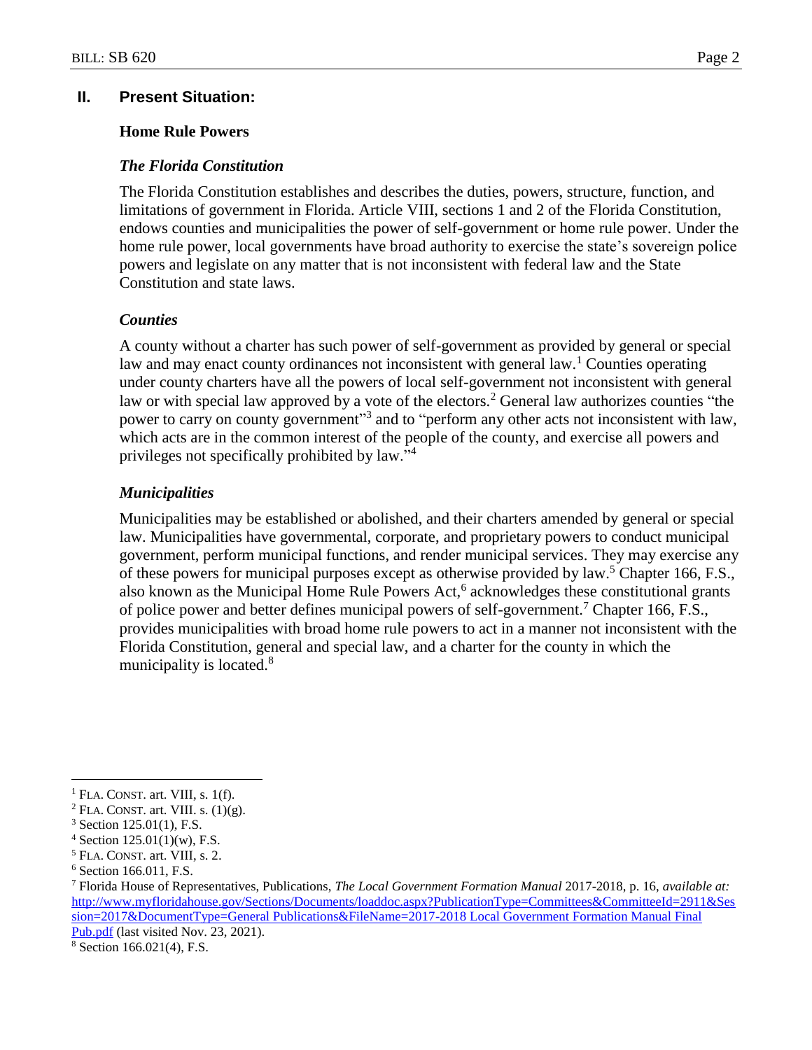## II. Present Situation:

### Home Rule Powers

#### *The Florida Constitution*

The Florida Constitution establishes and describes the duties, powers, structure, function, and limitations of government in Florida. Article VIII, sections 1 and 2 of the Florida Constitution, endows counties and municipalities the power of self-government or home rule power. Under the home rule power, local governments have broad authority to exercise the state's sovereign police powers and legislate on any matter that is not inconsistent with federal law and the State Constitution and state laws.

#### *Counties*

A county without a charter has such power of self-government as provided by general or special law and may enact county ordinances not inconsistent with general law.[1] Counties operating under county charters have all the powers of local self-government not inconsistent with general law or with special law approved by a vote of the electors.[2] General law authorizes counties "the power to carry on county government"[3] and to "perform any other acts not inconsistent with law, which acts are in the common interest of the people of the county, and exercise all powers and privileges not specifically prohibited by law."[4]

#### *Municipalities*

Municipalities may be established or abolished, and their charters amended by general or special law. Municipalities have governmental, corporate, and proprietary powers to conduct municipal government, perform municipal functions, and render municipal services. They may exercise any of these powers for municipal purposes except as otherwise provided by law.[5] Chapter 166, F.S., also known as the Municipal Home Rule Powers Act,[6] acknowledges these constitutional grants of police power and better defines municipal powers of self-government.[7] Chapter 166, F.S., provides municipalities with broad home rule powers to act in a manner not inconsistent with the Florida Constitution, general and special law, and a charter for the county in which the municipality is located.[8]

---

[1] FLA. CONST. art. VIII, s. 1(f).

[2] FLA. CONST. art. VIII. s. (1)(g).

[3] Section 125.01(1), F.S.

[4] Section 125.01(1)(w), F.S.

[5] FLA. CONST. art. VIII, s. 2.

[6] Section 166.011, F.S.

[7] Florida House of Representatives, Publications, *The Local Government Formation Manual* 2017-2018, p. 16, *available at:* http://www.myfloridahouse.gov/Sections/Documents/loaddoc.aspx?PublicationType=Committees&CommitteeId=2911&Session=2017&DocumentType=General Publications&FileName=2017-2018 Local Government Formation Manual Final Pub.pdf (last visited Nov. 23, 2021).

[8] Section 166.021(4), F.S.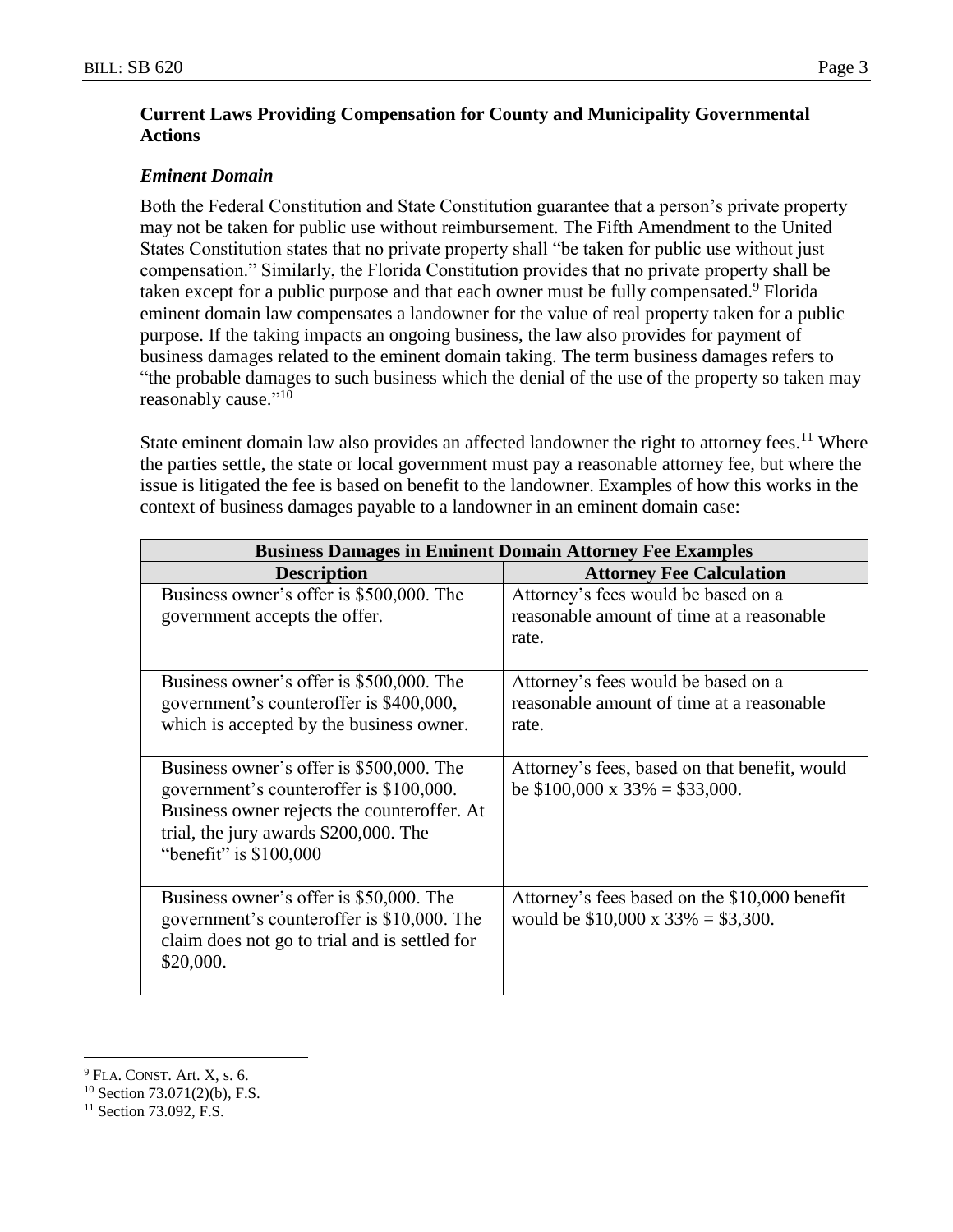### Current Laws Providing Compensation for County and Municipality Governmental Actions

#### *Eminent Domain*

Both the Federal Constitution and State Constitution guarantee that a person's private property may not be taken for public use without reimbursement. The Fifth Amendment to the United States Constitution states that no private property shall "be taken for public use without just compensation." Similarly, the Florida Constitution provides that no private property shall be taken except for a public purpose and that each owner must be fully compensated.[9] Florida eminent domain law compensates a landowner for the value of real property taken for a public purpose. If the taking impacts an ongoing business, the law also provides for payment of business damages related to the eminent domain taking. The term business damages refers to "the probable damages to such business which the denial of the use of the property so taken may reasonably cause."[10]

State eminent domain law also provides an affected landowner the right to attorney fees.[11] Where the parties settle, the state or local government must pay a reasonable attorney fee, but where the issue is litigated the fee is based on benefit to the landowner. Examples of how this works in the context of business damages payable to a landowner in an eminent domain case:

| Business Damages in Eminent Domain Attorney Fee Examples | |
|---|---|
| **Description** | **Attorney Fee Calculation** |
| Business owner's offer is \$500,000. The government accepts the offer. | Attorney's fees would be based on a reasonable amount of time at a reasonable rate. |
| Business owner's offer is \$500,000. The government's counteroffer is \$400,000, which is accepted by the business owner. | Attorney's fees would be based on a reasonable amount of time at a reasonable rate. |
| Business owner's offer is \$500,000. The government's counteroffer is \$100,000. Business owner rejects the counteroffer. At trial, the jury awards \$200,000. The "benefit" is \$100,000 | Attorney's fees, based on that benefit, would be \$100,000 x 33% = \$33,000. |
| Business owner's offer is \$50,000. The government's counteroffer is \$10,000. The claim does not go to trial and is settled for \$20,000. | Attorney's fees based on the \$10,000 benefit would be \$10,000 x 33% = \$3,300. |

[9] FLA. CONST. Art. X, s. 6.

[10] Section 73.071(2)(b), F.S.

[11] Section 73.092, F.S.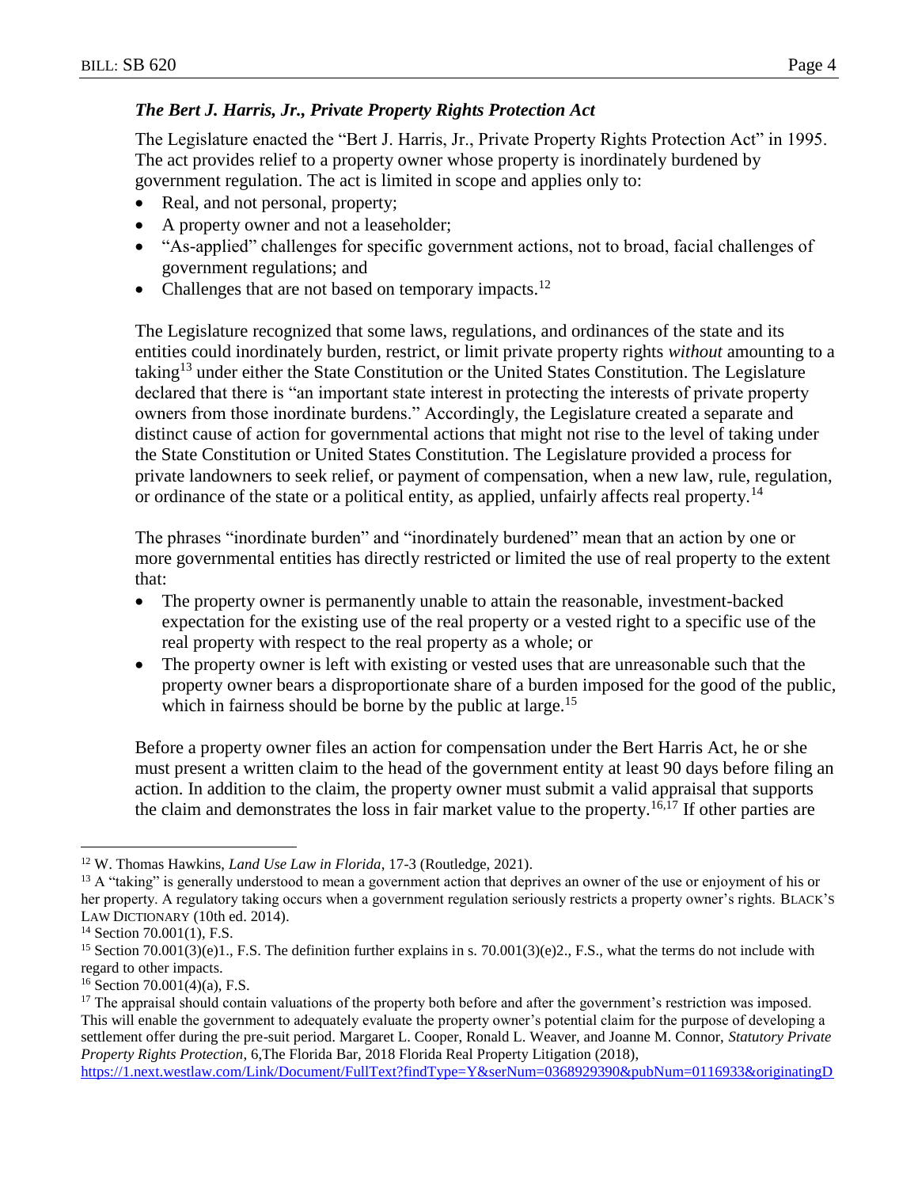### *The Bert J. Harris, Jr., Private Property Rights Protection Act*

The Legislature enacted the "Bert J. Harris, Jr., Private Property Rights Protection Act" in 1995. The act provides relief to a property owner whose property is inordinately burdened by government regulation. The act is limited in scope and applies only to:

- Real, and not personal, property;
- A property owner and not a leaseholder;
- "As-applied" challenges for specific government actions, not to broad, facial challenges of government regulations; and
- Challenges that are not based on temporary impacts.[12]

The Legislature recognized that some laws, regulations, and ordinances of the state and its entities could inordinately burden, restrict, or limit private property rights *without* amounting to a taking[13] under either the State Constitution or the United States Constitution. The Legislature declared that there is "an important state interest in protecting the interests of private property owners from those inordinate burdens." Accordingly, the Legislature created a separate and distinct cause of action for governmental actions that might not rise to the level of taking under the State Constitution or United States Constitution. The Legislature provided a process for private landowners to seek relief, or payment of compensation, when a new law, rule, regulation, or ordinance of the state or a political entity, as applied, unfairly affects real property.[14]

The phrases "inordinate burden" and "inordinately burdened" mean that an action by one or more governmental entities has directly restricted or limited the use of real property to the extent that:

- The property owner is permanently unable to attain the reasonable, investment-backed expectation for the existing use of the real property or a vested right to a specific use of the real property with respect to the real property as a whole; or
- The property owner is left with existing or vested uses that are unreasonable such that the property owner bears a disproportionate share of a burden imposed for the good of the public, which in fairness should be borne by the public at large.[15]

Before a property owner files an action for compensation under the Bert Harris Act, he or she must present a written claim to the head of the government entity at least 90 days before filing an action. In addition to the claim, the property owner must submit a valid appraisal that supports the claim and demonstrates the loss in fair market value to the property.[16,17] If other parties are

---

[12] W. Thomas Hawkins, *Land Use Law in Florida*, 17-3 (Routledge, 2021).

[13] A "taking" is generally understood to mean a government action that deprives an owner of the use or enjoyment of his or her property. A regulatory taking occurs when a government regulation seriously restricts a property owner's rights. BLACK'S LAW DICTIONARY (10th ed. 2014).

[14] Section 70.001(1), F.S.

[15] Section 70.001(3)(e)1., F.S. The definition further explains in s. 70.001(3)(e)2., F.S., what the terms do not include with regard to other impacts.

[16] Section 70.001(4)(a), F.S.

[17] The appraisal should contain valuations of the property both before and after the government's restriction was imposed. This will enable the government to adequately evaluate the property owner's potential claim for the purpose of developing a settlement offer during the pre-suit period. Margaret L. Cooper, Ronald L. Weaver, and Joanne M. Connor, *Statutory Private Property Rights Protection*, 6,The Florida Bar, 2018 Florida Real Property Litigation (2018), https://1.next.westlaw.com/Link/Document/FullText?findType=Y&serNum=0368929390&pubNum=0116933&originatingD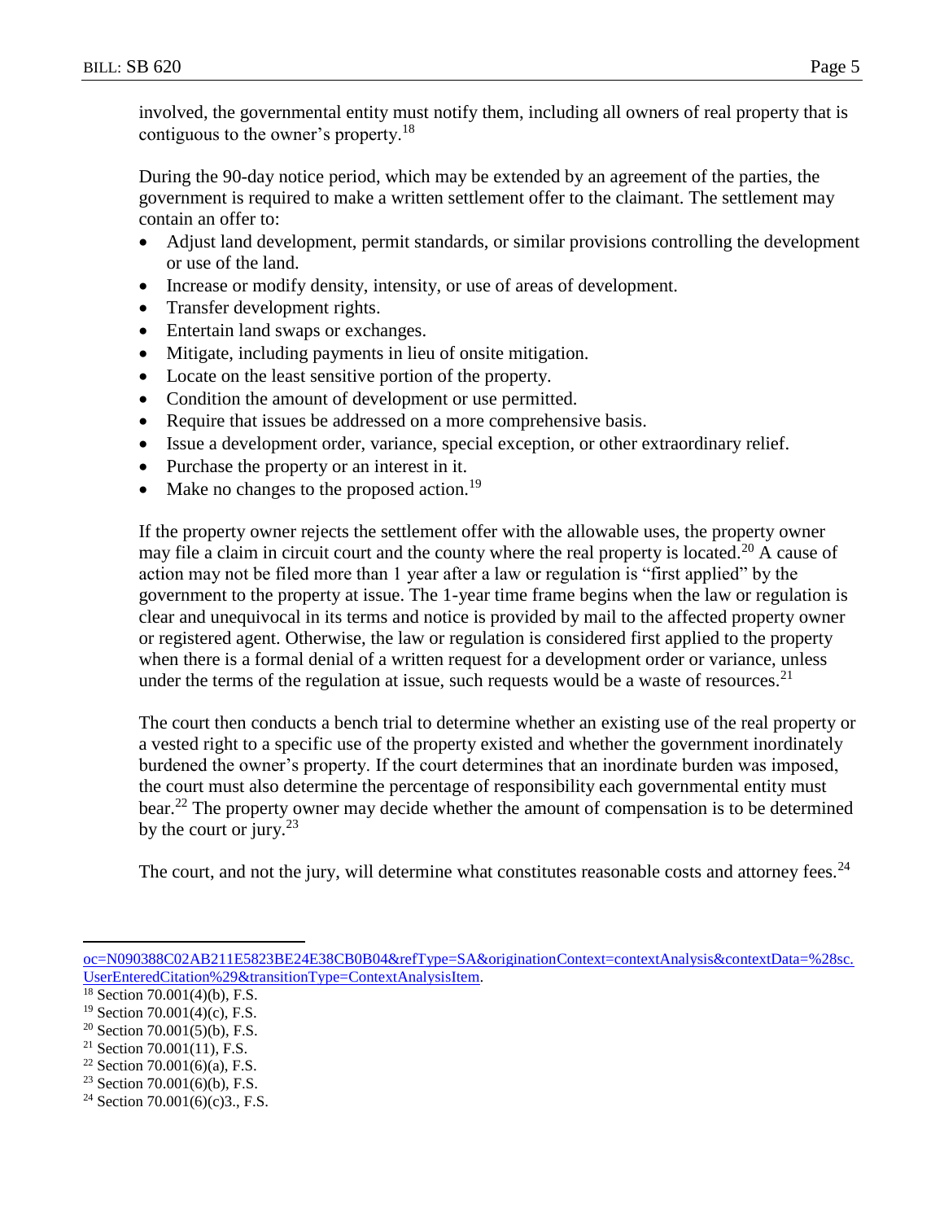involved, the governmental entity must notify them, including all owners of real property that is contiguous to the owner's property.[18]

During the 90-day notice period, which may be extended by an agreement of the parties, the government is required to make a written settlement offer to the claimant. The settlement may contain an offer to:

- Adjust land development, permit standards, or similar provisions controlling the development or use of the land.
- Increase or modify density, intensity, or use of areas of development.
- Transfer development rights.
- Entertain land swaps or exchanges.
- Mitigate, including payments in lieu of onsite mitigation.
- Locate on the least sensitive portion of the property.
- Condition the amount of development or use permitted.
- Require that issues be addressed on a more comprehensive basis.
- Issue a development order, variance, special exception, or other extraordinary relief.
- Purchase the property or an interest in it.
- Make no changes to the proposed action.[19]

If the property owner rejects the settlement offer with the allowable uses, the property owner may file a claim in circuit court and the county where the real property is located.[20] A cause of action may not be filed more than 1 year after a law or regulation is "first applied" by the government to the property at issue. The 1-year time frame begins when the law or regulation is clear and unequivocal in its terms and notice is provided by mail to the affected property owner or registered agent. Otherwise, the law or regulation is considered first applied to the property when there is a formal denial of a written request for a development order or variance, unless under the terms of the regulation at issue, such requests would be a waste of resources.[21]

The court then conducts a bench trial to determine whether an existing use of the real property or a vested right to a specific use of the property existed and whether the government inordinately burdened the owner's property. If the court determines that an inordinate burden was imposed, the court must also determine the percentage of responsibility each governmental entity must bear.[22] The property owner may decide whether the amount of compensation is to be determined by the court or jury.[23]

The court, and not the jury, will determine what constitutes reasonable costs and attorney fees.[24]

---

oc=N090388C02AB211E5823BE24E38CB0B04&refType=SA&originationContext=contextAnalysis&contextData=%28sc.UserEnteredCitation%29&transitionType=ContextAnalysisItem.

[18] Section 70.001(4)(b), F.S.

[19] Section 70.001(4)(c), F.S.

[20] Section 70.001(5)(b), F.S.

[21] Section 70.001(11), F.S.

[22] Section 70.001(6)(a), F.S.

[23] Section 70.001(6)(b), F.S.

[24] Section 70.001(6)(c)3., F.S.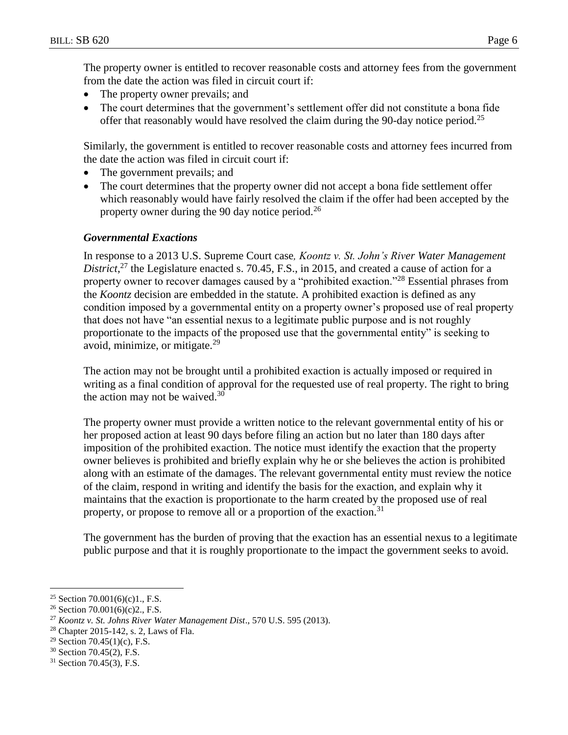The property owner is entitled to recover reasonable costs and attorney fees from the government from the date the action was filed in circuit court if:

- The property owner prevails; and
- The court determines that the government's settlement offer did not constitute a bona fide offer that reasonably would have resolved the claim during the 90-day notice period.[25]

Similarly, the government is entitled to recover reasonable costs and attorney fees incurred from the date the action was filed in circuit court if:

- The government prevails; and
- The court determines that the property owner did not accept a bona fide settlement offer which reasonably would have fairly resolved the claim if the offer had been accepted by the property owner during the 90 day notice period.[26]

### *Governmental Exactions*

In response to a 2013 U.S. Supreme Court case, *Koontz v. St. John's River Water Management District*,[27] the Legislature enacted s. 70.45, F.S., in 2015, and created a cause of action for a property owner to recover damages caused by a "prohibited exaction."[28] Essential phrases from the *Koontz* decision are embedded in the statute. A prohibited exaction is defined as any condition imposed by a governmental entity on a property owner's proposed use of real property that does not have "an essential nexus to a legitimate public purpose and is not roughly proportionate to the impacts of the proposed use that the governmental entity" is seeking to avoid, minimize, or mitigate.[29]

The action may not be brought until a prohibited exaction is actually imposed or required in writing as a final condition of approval for the requested use of real property. The right to bring the action may not be waived.[30]

The property owner must provide a written notice to the relevant governmental entity of his or her proposed action at least 90 days before filing an action but no later than 180 days after imposition of the prohibited exaction. The notice must identify the exaction that the property owner believes is prohibited and briefly explain why he or she believes the action is prohibited along with an estimate of the damages. The relevant governmental entity must review the notice of the claim, respond in writing and identify the basis for the exaction, and explain why it maintains that the exaction is proportionate to the harm created by the proposed use of real property, or propose to remove all or a proportion of the exaction.[31]

The government has the burden of proving that the exaction has an essential nexus to a legitimate public purpose and that it is roughly proportionate to the impact the government seeks to avoid.

---

[25] Section 70.001(6)(c)1., F.S.

[26] Section 70.001(6)(c)2., F.S.

[27] *Koontz v. St. Johns River Water Management Dist*., 570 U.S. 595 (2013).

[28] Chapter 2015-142, s. 2, Laws of Fla.

[29] Section 70.45(1)(c), F.S.

[30] Section 70.45(2), F.S.

[31] Section 70.45(3), F.S.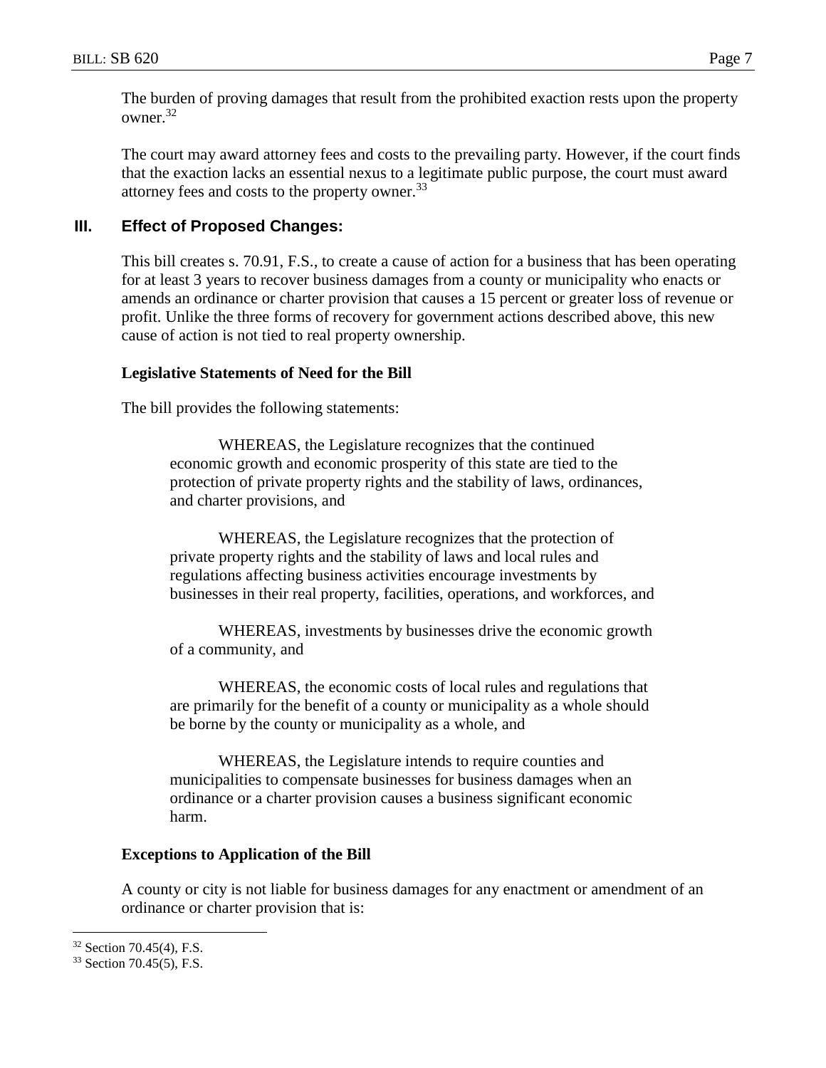The burden of proving damages that result from the prohibited exaction rests upon the property owner.[32]

The court may award attorney fees and costs to the prevailing party. However, if the court finds that the exaction lacks an essential nexus to a legitimate public purpose, the court must award attorney fees and costs to the property owner.[33]

## III. Effect of Proposed Changes:

This bill creates s. 70.91, F.S., to create a cause of action for a business that has been operating for at least 3 years to recover business damages from a county or municipality who enacts or amends an ordinance or charter provision that causes a 15 percent or greater loss of revenue or profit. Unlike the three forms of recovery for government actions described above, this new cause of action is not tied to real property ownership.

### Legislative Statements of Need for the Bill

The bill provides the following statements:

> WHEREAS, the Legislature recognizes that the continued economic growth and economic prosperity of this state are tied to the protection of private property rights and the stability of laws, ordinances, and charter provisions, and
>
> WHEREAS, the Legislature recognizes that the protection of private property rights and the stability of laws and local rules and regulations affecting business activities encourage investments by businesses in their real property, facilities, operations, and workforces, and
>
> WHEREAS, investments by businesses drive the economic growth of a community, and
>
> WHEREAS, the economic costs of local rules and regulations that are primarily for the benefit of a county or municipality as a whole should be borne by the county or municipality as a whole, and
>
> WHEREAS, the Legislature intends to require counties and municipalities to compensate businesses for business damages when an ordinance or a charter provision causes a business significant economic harm.

### Exceptions to Application of the Bill

A county or city is not liable for business damages for any enactment or amendment of an ordinance or charter provision that is:

---

[32] Section 70.45(4), F.S.

[33] Section 70.45(5), F.S.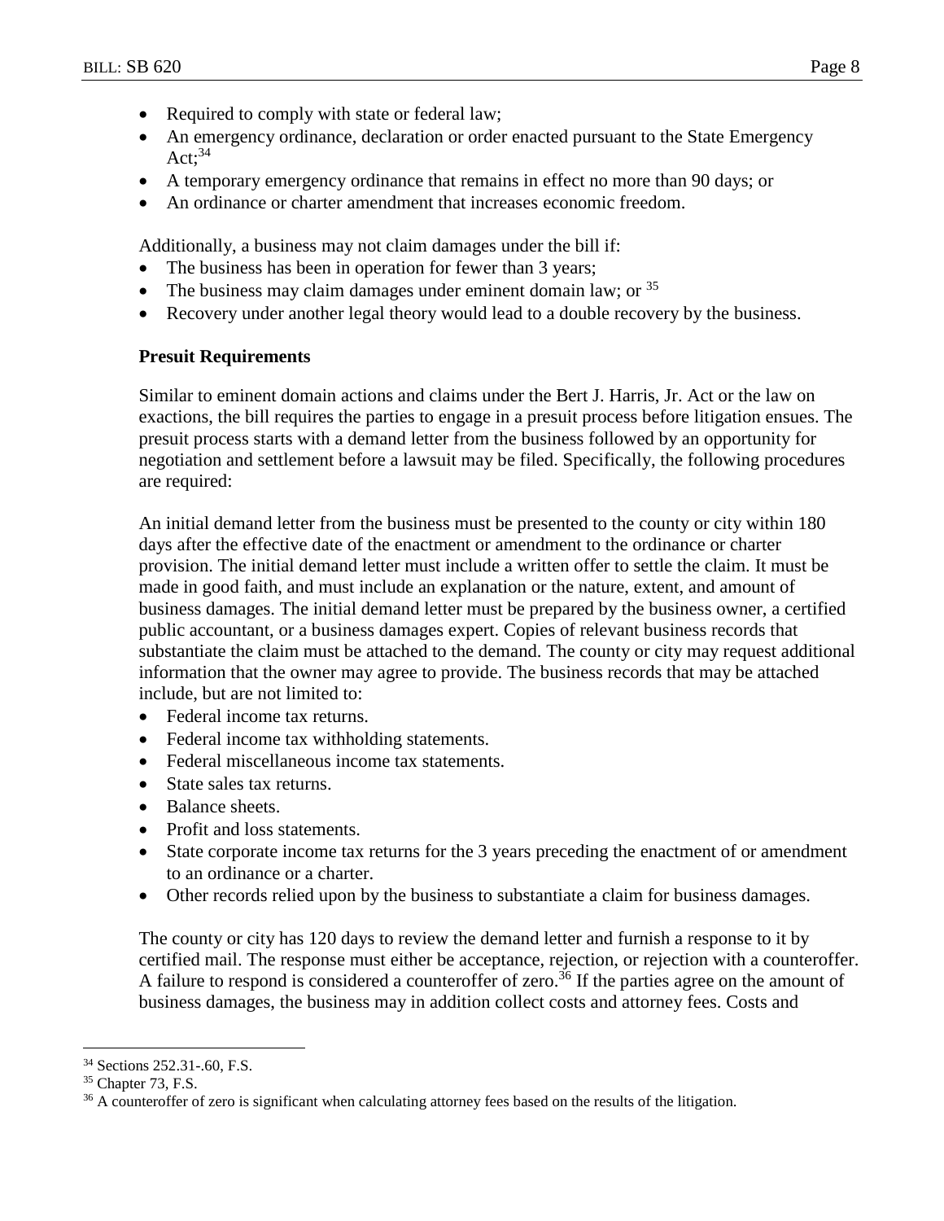- Required to comply with state or federal law;
- An emergency ordinance, declaration or order enacted pursuant to the State Emergency Act;[34]
- A temporary emergency ordinance that remains in effect no more than 90 days; or
- An ordinance or charter amendment that increases economic freedom.

Additionally, a business may not claim damages under the bill if:

- The business has been in operation for fewer than 3 years;
- The business may claim damages under eminent domain law; or [35]
- Recovery under another legal theory would lead to a double recovery by the business.

**Presuit Requirements**

Similar to eminent domain actions and claims under the Bert J. Harris, Jr. Act or the law on exactions, the bill requires the parties to engage in a presuit process before litigation ensues. The presuit process starts with a demand letter from the business followed by an opportunity for negotiation and settlement before a lawsuit may be filed. Specifically, the following procedures are required:

An initial demand letter from the business must be presented to the county or city within 180 days after the effective date of the enactment or amendment to the ordinance or charter provision. The initial demand letter must include a written offer to settle the claim. It must be made in good faith, and must include an explanation or the nature, extent, and amount of business damages. The initial demand letter must be prepared by the business owner, a certified public accountant, or a business damages expert. Copies of relevant business records that substantiate the claim must be attached to the demand. The county or city may request additional information that the owner may agree to provide. The business records that may be attached include, but are not limited to:

- Federal income tax returns.
- Federal income tax withholding statements.
- Federal miscellaneous income tax statements.
- State sales tax returns.
- Balance sheets.
- Profit and loss statements.
- State corporate income tax returns for the 3 years preceding the enactment of or amendment to an ordinance or a charter.
- Other records relied upon by the business to substantiate a claim for business damages.

The county or city has 120 days to review the demand letter and furnish a response to it by certified mail. The response must either be acceptance, rejection, or rejection with a counteroffer. A failure to respond is considered a counteroffer of zero.[36] If the parties agree on the amount of business damages, the business may in addition collect costs and attorney fees. Costs and

---

[34] Sections 252.31-.60, F.S.

[35] Chapter 73, F.S.

[36] A counteroffer of zero is significant when calculating attorney fees based on the results of the litigation.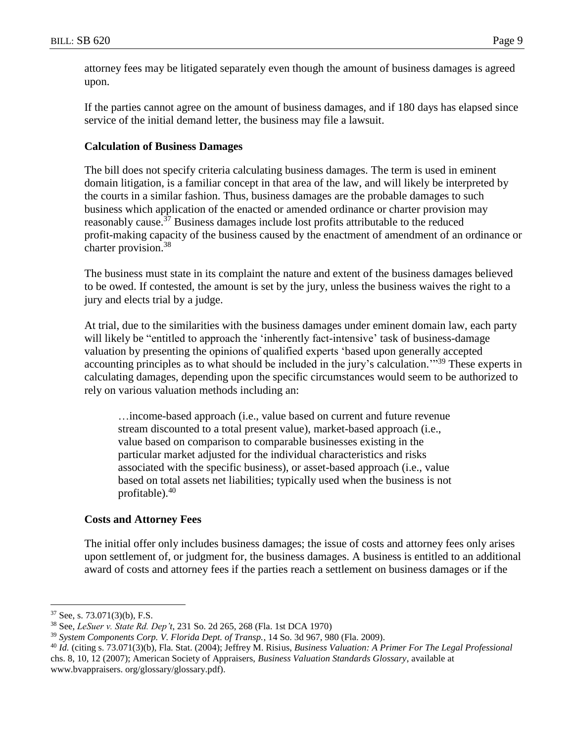attorney fees may be litigated separately even though the amount of business damages is agreed upon.

If the parties cannot agree on the amount of business damages, and if 180 days has elapsed since service of the initial demand letter, the business may file a lawsuit.

### Calculation of Business Damages

The bill does not specify criteria calculating business damages. The term is used in eminent domain litigation, is a familiar concept in that area of the law, and will likely be interpreted by the courts in a similar fashion. Thus, business damages are the probable damages to such business which application of the enacted or amended ordinance or charter provision may reasonably cause.[37] Business damages include lost profits attributable to the reduced profit-making capacity of the business caused by the enactment of amendment of an ordinance or charter provision.[38]

The business must state in its complaint the nature and extent of the business damages believed to be owed. If contested, the amount is set by the jury, unless the business waives the right to a jury and elects trial by a judge.

At trial, due to the similarities with the business damages under eminent domain law, each party will likely be "entitled to approach the 'inherently fact-intensive' task of business-damage valuation by presenting the opinions of qualified experts 'based upon generally accepted accounting principles as to what should be included in the jury's calculation.'"[39] These experts in calculating damages, depending upon the specific circumstances would seem to be authorized to rely on various valuation methods including an:

> …income-based approach (i.e., value based on current and future revenue stream discounted to a total present value), market-based approach (i.e., value based on comparison to comparable businesses existing in the particular market adjusted for the individual characteristics and risks associated with the specific business), or asset-based approach (i.e., value based on total assets net liabilities; typically used when the business is not profitable).[40]

### Costs and Attorney Fees

The initial offer only includes business damages; the issue of costs and attorney fees only arises upon settlement of, or judgment for, the business damages. A business is entitled to an additional award of costs and attorney fees if the parties reach a settlement on business damages or if the

---

[37] See, s. 73.071(3)(b), F.S.

[38] See, *LeSuer v. State Rd. Dep't*, 231 So. 2d 265, 268 (Fla. 1st DCA 1970)

[39] *System Components Corp. V. Florida Dept. of Transp.*, 14 So. 3d 967, 980 (Fla. 2009).

[40] *Id.* (citing s. 73.071(3)(b), Fla. Stat. (2004); Jeffrey M. Risius, *Business Valuation: A Primer For The Legal Professional* chs. 8, 10, 12 (2007); American Society of Appraisers, *Business Valuation Standards Glossary*, available at www.bvappraisers. org/glossary/glossary.pdf).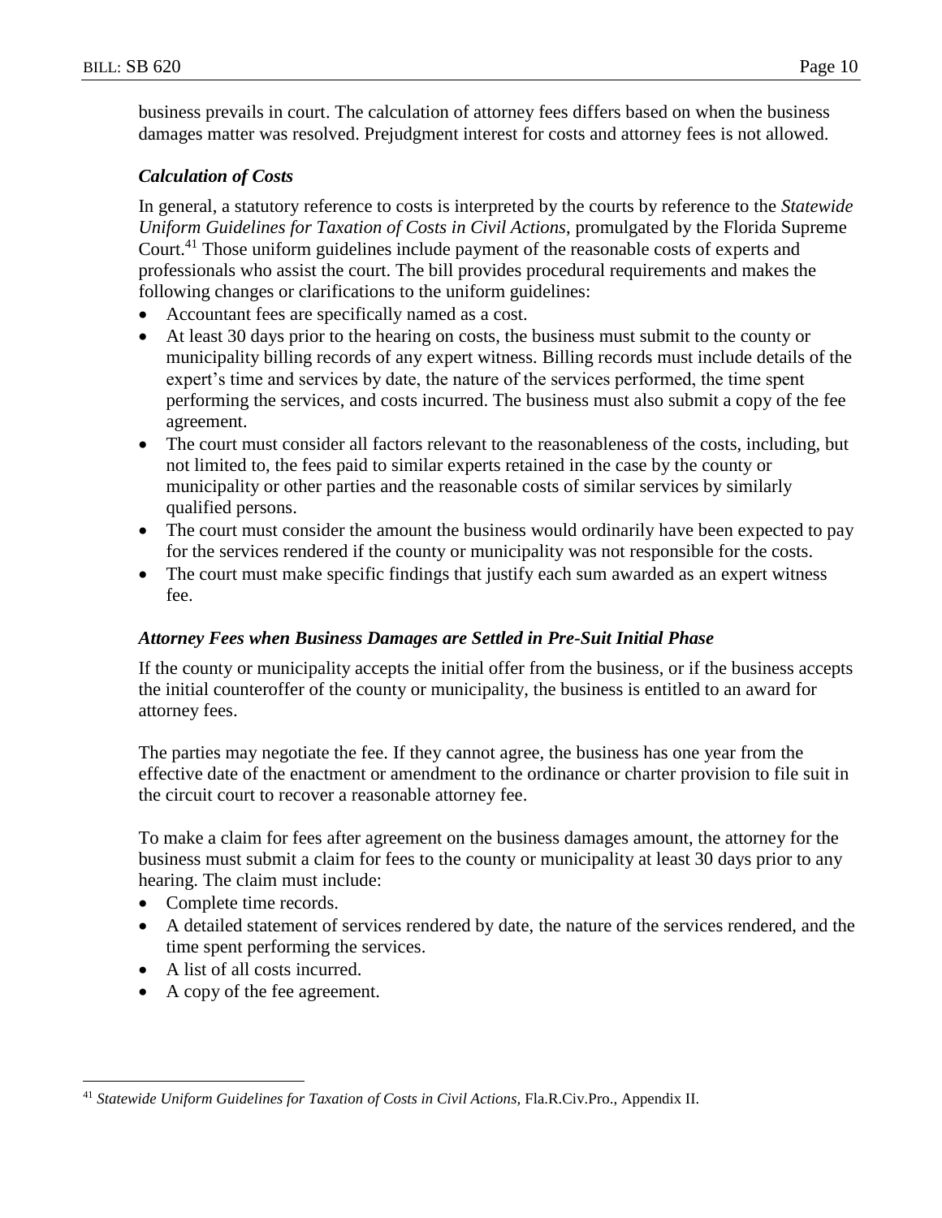business prevails in court. The calculation of attorney fees differs based on when the business damages matter was resolved. Prejudgment interest for costs and attorney fees is not allowed.

### *Calculation of Costs*

In general, a statutory reference to costs is interpreted by the courts by reference to the *Statewide Uniform Guidelines for Taxation of Costs in Civil Actions*, promulgated by the Florida Supreme Court.[41] Those uniform guidelines include payment of the reasonable costs of experts and professionals who assist the court. The bill provides procedural requirements and makes the following changes or clarifications to the uniform guidelines:

- Accountant fees are specifically named as a cost.
- At least 30 days prior to the hearing on costs, the business must submit to the county or municipality billing records of any expert witness. Billing records must include details of the expert's time and services by date, the nature of the services performed, the time spent performing the services, and costs incurred. The business must also submit a copy of the fee agreement.
- The court must consider all factors relevant to the reasonableness of the costs, including, but not limited to, the fees paid to similar experts retained in the case by the county or municipality or other parties and the reasonable costs of similar services by similarly qualified persons.
- The court must consider the amount the business would ordinarily have been expected to pay for the services rendered if the county or municipality was not responsible for the costs.
- The court must make specific findings that justify each sum awarded as an expert witness fee.

### *Attorney Fees when Business Damages are Settled in Pre-Suit Initial Phase*

If the county or municipality accepts the initial offer from the business, or if the business accepts the initial counteroffer of the county or municipality, the business is entitled to an award for attorney fees.

The parties may negotiate the fee. If they cannot agree, the business has one year from the effective date of the enactment or amendment to the ordinance or charter provision to file suit in the circuit court to recover a reasonable attorney fee.

To make a claim for fees after agreement on the business damages amount, the attorney for the business must submit a claim for fees to the county or municipality at least 30 days prior to any hearing. The claim must include:

- Complete time records.
- A detailed statement of services rendered by date, the nature of the services rendered, and the time spent performing the services.
- A list of all costs incurred.
- A copy of the fee agreement.

---

[41] *Statewide Uniform Guidelines for Taxation of Costs in Civil Actions,* Fla.R.Civ.Pro., Appendix II.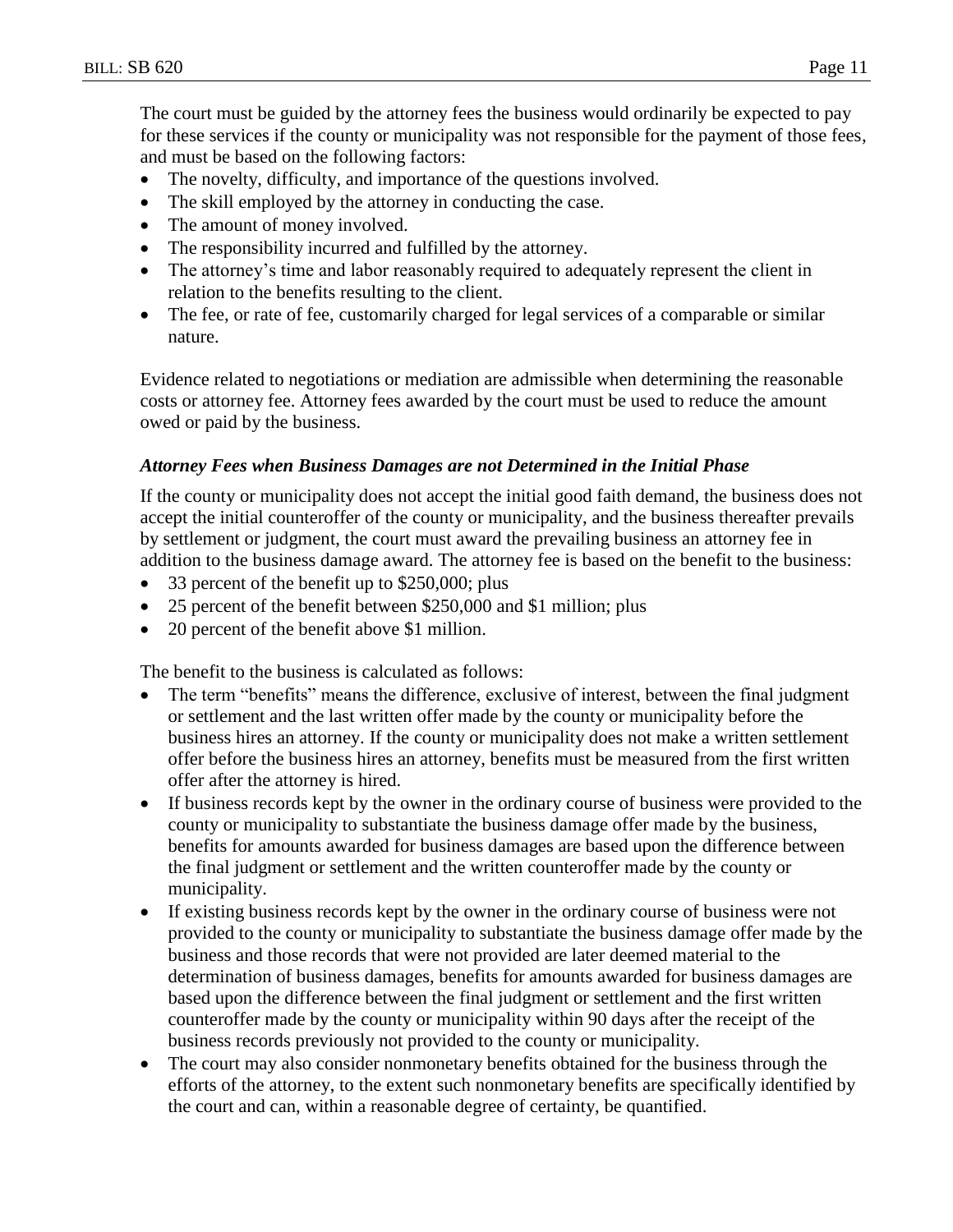The court must be guided by the attorney fees the business would ordinarily be expected to pay for these services if the county or municipality was not responsible for the payment of those fees, and must be based on the following factors:

- The novelty, difficulty, and importance of the questions involved.
- The skill employed by the attorney in conducting the case.
- The amount of money involved.
- The responsibility incurred and fulfilled by the attorney.
- The attorney's time and labor reasonably required to adequately represent the client in relation to the benefits resulting to the client.
- The fee, or rate of fee, customarily charged for legal services of a comparable or similar nature.

Evidence related to negotiations or mediation are admissible when determining the reasonable costs or attorney fee. Attorney fees awarded by the court must be used to reduce the amount owed or paid by the business.

***Attorney Fees when Business Damages are not Determined in the Initial Phase***

If the county or municipality does not accept the initial good faith demand, the business does not accept the initial counteroffer of the county or municipality, and the business thereafter prevails by settlement or judgment, the court must award the prevailing business an attorney fee in addition to the business damage award. The attorney fee is based on the benefit to the business:

- 33 percent of the benefit up to $250,000; plus
- 25 percent of the benefit between $250,000 and $1 million; plus
- 20 percent of the benefit above $1 million.

The benefit to the business is calculated as follows:

- The term "benefits" means the difference, exclusive of interest, between the final judgment or settlement and the last written offer made by the county or municipality before the business hires an attorney. If the county or municipality does not make a written settlement offer before the business hires an attorney, benefits must be measured from the first written offer after the attorney is hired.
- If business records kept by the owner in the ordinary course of business were provided to the county or municipality to substantiate the business damage offer made by the business, benefits for amounts awarded for business damages are based upon the difference between the final judgment or settlement and the written counteroffer made by the county or municipality.
- If existing business records kept by the owner in the ordinary course of business were not provided to the county or municipality to substantiate the business damage offer made by the business and those records that were not provided are later deemed material to the determination of business damages, benefits for amounts awarded for business damages are based upon the difference between the final judgment or settlement and the first written counteroffer made by the county or municipality within 90 days after the receipt of the business records previously not provided to the county or municipality.
- The court may also consider nonmonetary benefits obtained for the business through the efforts of the attorney, to the extent such nonmonetary benefits are specifically identified by the court and can, within a reasonable degree of certainty, be quantified.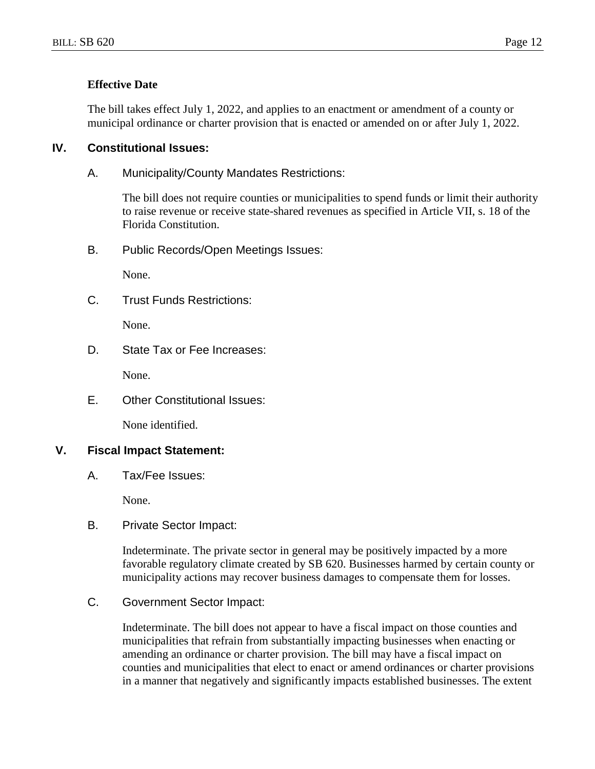**Effective Date**

The bill takes effect July 1, 2022, and applies to an enactment or amendment of a county or municipal ordinance or charter provision that is enacted or amended on or after July 1, 2022.

## IV. Constitutional Issues:

### A. Municipality/County Mandates Restrictions:

The bill does not require counties or municipalities to spend funds or limit their authority to raise revenue or receive state-shared revenues as specified in Article VII, s. 18 of the Florida Constitution.

### B. Public Records/Open Meetings Issues:

None.

### C. Trust Funds Restrictions:

None.

### D. State Tax or Fee Increases:

None.

### E. Other Constitutional Issues:

None identified.

## V. Fiscal Impact Statement:

### A. Tax/Fee Issues:

None.

### B. Private Sector Impact:

Indeterminate. The private sector in general may be positively impacted by a more favorable regulatory climate created by SB 620. Businesses harmed by certain county or municipality actions may recover business damages to compensate them for losses.

### C. Government Sector Impact:

Indeterminate. The bill does not appear to have a fiscal impact on those counties and municipalities that refrain from substantially impacting businesses when enacting or amending an ordinance or charter provision. The bill may have a fiscal impact on counties and municipalities that elect to enact or amend ordinances or charter provisions in a manner that negatively and significantly impacts established businesses. The extent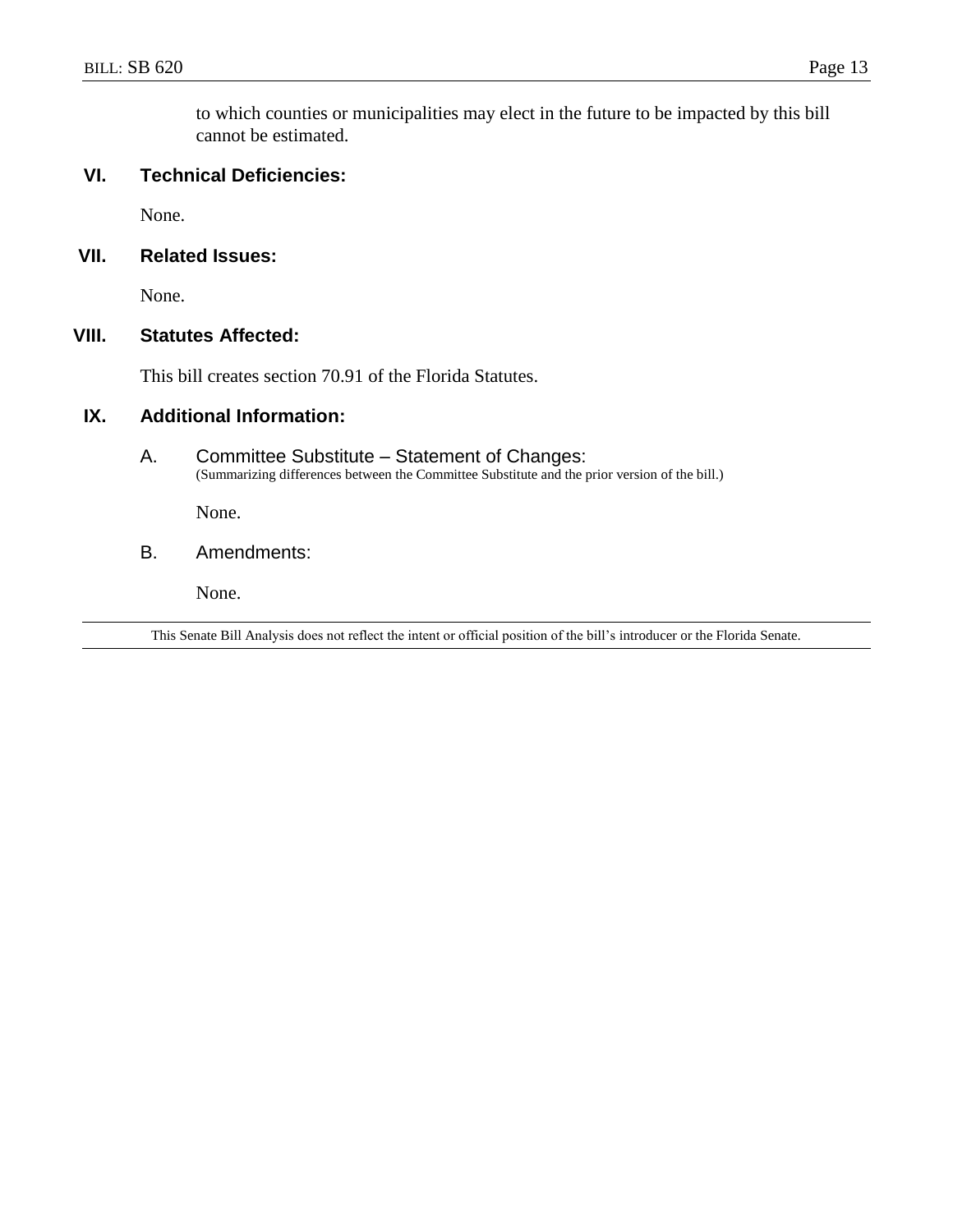to which counties or municipalities may elect in the future to be impacted by this bill cannot be estimated.

## VI. Technical Deficiencies:

None.

## VII. Related Issues:

None.

## VIII. Statutes Affected:

This bill creates section 70.91 of the Florida Statutes.

## IX. Additional Information:

### A. Committee Substitute – Statement of Changes:

(Summarizing differences between the Committee Substitute and the prior version of the bill.)

None.

### B. Amendments:

None.

This Senate Bill Analysis does not reflect the intent or official position of the bill's introducer or the Florida Senate.